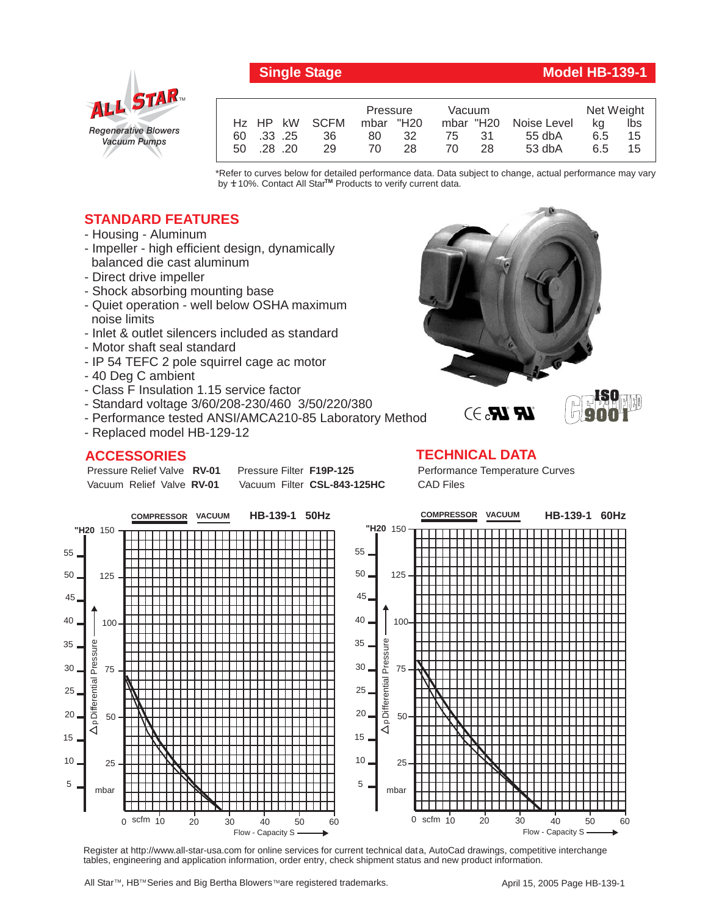**Single Stage** **Model HB-139-1**

**ALL STAR™**
*Regenerative Blowers*
*Vacuum Pumps*

| Hz | HP | kW | SCFM | Pressure mbar | Pressure "H20 | Vacuum mbar | Vacuum "H20 | Noise Level | Net Weight kg | Net Weight lbs |
|---|---|---|---|---|---|---|---|---|---|---|
| 60 | .33 | .25 | 36 | 80 | 32 | 75 | 31 | 55 dbA | 6.5 | 15 |
| 50 | .28 | .20 | 29 | 70 | 28 | 70 | 28 | 53 dbA | 6.5 | 15 |

*Refer to curves below for detailed performance data. Data subject to change, actual performance may vary by ± 10%. Contact All Star™ Products to verify current data.

## STANDARD FEATURES

- Housing - Aluminum
- Impeller - high efficient design, dynamically balanced die cast aluminum
- Direct drive impeller
- Shock absorbing mounting base
- Quiet operation - well below OSHA maximum noise limits
- Inlet & outlet silencers included as standard
- Motor shaft seal standard
- IP 54 TEFC 2 pole squirrel cage ac motor
- 40 Deg C ambient
- Class F Insulation 1.15 service factor
- Standard voltage 3/60/208-230/460 3/50/220/380
- Performance tested ANSI/AMCA210-85 Laboratory Method
- Replaced model HB-129-12

## ACCESSORIES

Pressure Relief Valve **RV-01** Pressure Filter **F19P-125**
Vacuum Relief Valve **RV-01** Vacuum Filter **CSL-843-125HC**

## TECHNICAL DATA

Performance Temperature Curves
CAD Files

**COMPRESSOR** **VACUUM** **HB-139-1 50Hz**

**COMPRESSOR** **VACUUM** **HB-139-1 60Hz**

Register at http://www.all-star-usa.com for online services for current technical data, AutoCad drawings, competitive interchange tables, engineering and application information, order entry, check shipment status and new product information.

All Star™, HB™ Series and Big Bertha Blowers™ are registered trademarks.

April 15, 2005 Page HB-139-1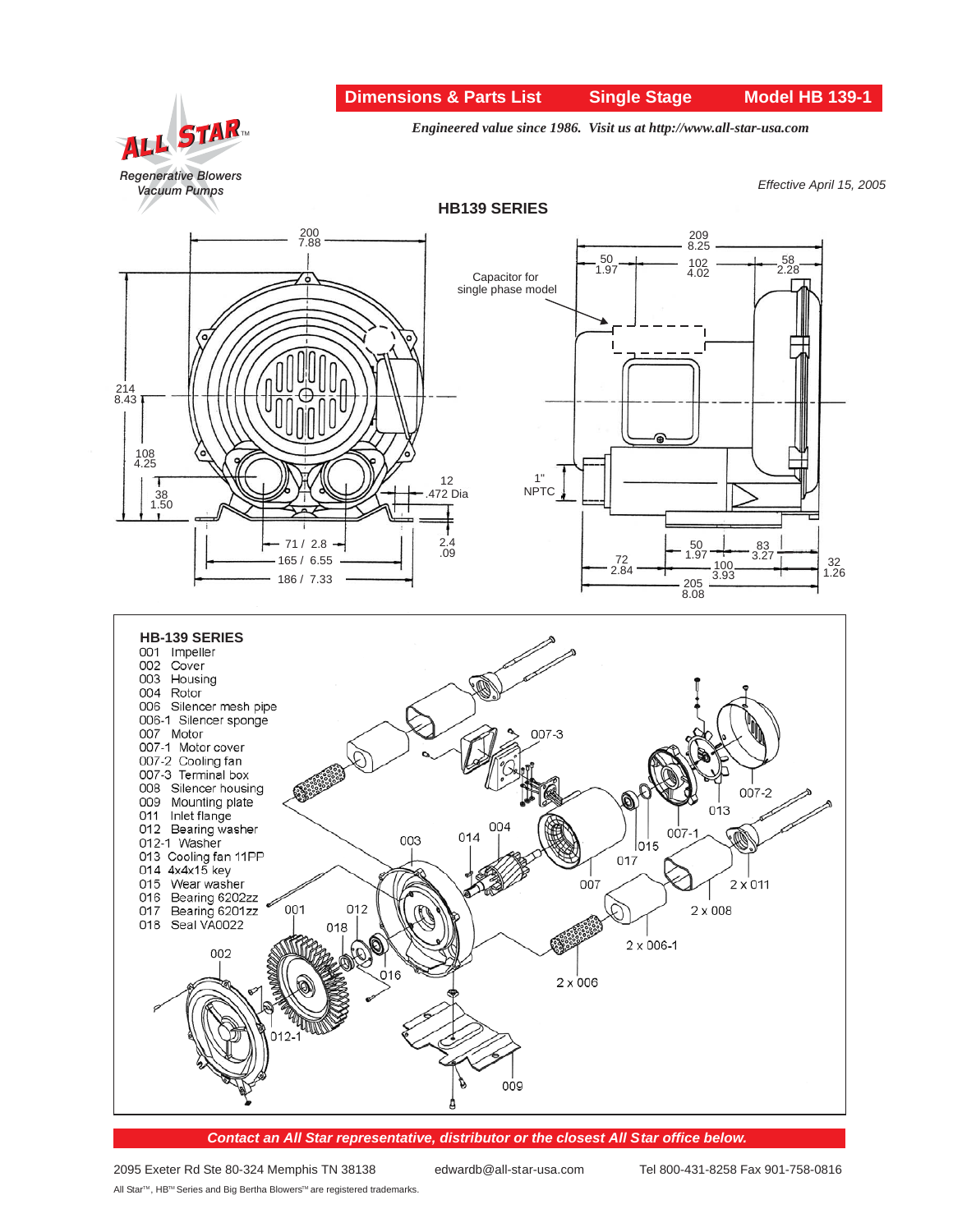# Dimensions & Parts List — Single Stage — Model HB 139-1

ALL STAR™
*Regenerative Blowers Vacuum Pumps*

***Engineered value since 1986. Visit us at http://www.all-star-usa.com***

*Effective April 15, 2005*

## HB139 SERIES

200
7.88

214
8.43

108
4.25

38
1.50

71 / 2.8

165 / 6.55

186 / 7.33

12
.472 Dia

2.4
.09

Capacitor for single phase model

1"
NPTC

209
8.25

50
1.97

102
4.02

58
2.28

50
1.97

83
3.27

72
2.84

100
3.93

32
1.26

205
8.08

### HB-139 SERIES

| | |
|---|---|
| 001 | Impeller |
| 002 | Cover |
| 003 | Housing |
| 004 | Rotor |
| 006 | Silencer mesh pipe |
| 006-1 | Silencer sponge |
| 007 | Motor |
| 007-1 | Motor cover |
| 007-2 | Cooling fan |
| 007-3 | Terminal box |
| 008 | Silencer housing |
| 009 | Mounting plate |
| 011 | Inlet flange |
| 012 | Bearing washer |
| 012-1 | Washer |
| 013 | Cooling fan 11PP |
| 014 | 4x4x15 key |
| 015 | Wear washer |
| 016 | Bearing 6202zz |
| 017 | Bearing 6201zz |
| 018 | Seal VA0022 |

007-3, 004, 014, 003, 015, 017, 007, 007-1, 013, 007-2, 2 x 011, 2 x 008, 2 x 006-1, 2 x 006, 001, 012, 018, 016, 002, 012-1, 009

***Contact an All Star representative, distributor or the closest All Star office below.***

2095 Exeter Rd Ste 80-324 Memphis TN 38138   edwardb@all-star-usa.com   Tel 800-431-8258 Fax 901-758-0816

All Star™, HB™ Series and Big Bertha Blowers™ are registered trademarks.